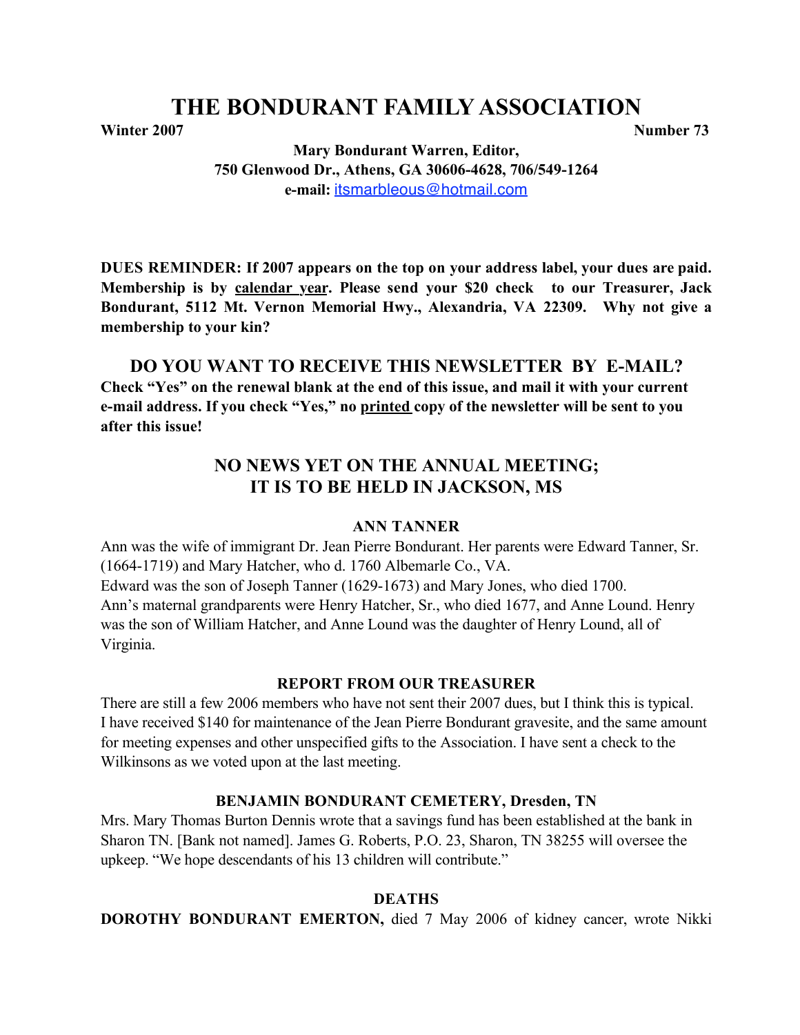# THE BONDURANT FAMILY ASSOCIATION

**Winter 2007** **Number 73**

**Mary Bondurant Warren, Editor,**
**750 Glenwood Dr., Athens, GA 30606-4628, 706/549-1264**
**e-mail:** itsmarbleous@hotmail.com

**DUES REMINDER: If 2007 appears on the top on your address label, your dues are paid. Membership is by <u>calendar year</u>. Please send your $20 check to our Treasurer, Jack Bondurant, 5112 Mt. Vernon Memorial Hwy., Alexandria, VA 22309. Why not give a membership to your kin?**

## DO YOU WANT TO RECEIVE THIS NEWSLETTER BY E-MAIL?

**Check "Yes" on the renewal blank at the end of this issue, and mail it with your current e-mail address. If you check "Yes," no <u>printed</u> copy of the newsletter will be sent to you after this issue!**

## NO NEWS YET ON THE ANNUAL MEETING; IT IS TO BE HELD IN JACKSON, MS

### ANN TANNER

Ann was the wife of immigrant Dr. Jean Pierre Bondurant. Her parents were Edward Tanner, Sr. (1664-1719) and Mary Hatcher, who d. 1760 Albemarle Co., VA.
Edward was the son of Joseph Tanner (1629-1673) and Mary Jones, who died 1700.
Ann's maternal grandparents were Henry Hatcher, Sr., who died 1677, and Anne Lound. Henry was the son of William Hatcher, and Anne Lound was the daughter of Henry Lound, all of Virginia.

### REPORT FROM OUR TREASURER

There are still a few 2006 members who have not sent their 2007 dues, but I think this is typical. I have received $140 for maintenance of the Jean Pierre Bondurant gravesite, and the same amount for meeting expenses and other unspecified gifts to the Association. I have sent a check to the Wilkinsons as we voted upon at the last meeting.

### BENJAMIN BONDURANT CEMETERY, Dresden, TN

Mrs. Mary Thomas Burton Dennis wrote that a savings fund has been established at the bank in Sharon TN. [Bank not named]. James G. Roberts, P.O. 23, Sharon, TN 38255 will oversee the upkeep. "We hope descendants of his 13 children will contribute."

### DEATHS

**DOROTHY BONDURANT EMERTON,** died 7 May 2006 of kidney cancer, wrote Nikki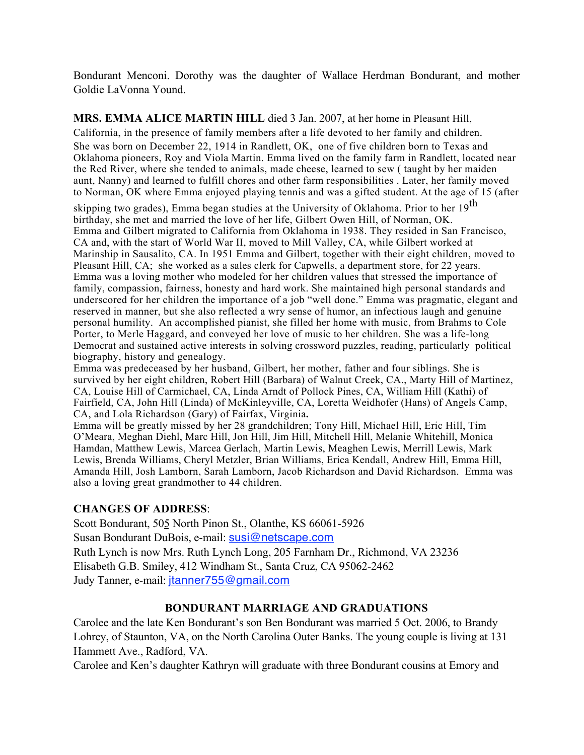Bondurant Menconi. Dorothy was the daughter of Wallace Herdman Bondurant, and mother Goldie LaVonna Yound.

**MRS. EMMA ALICE MARTIN HILL** died 3 Jan. 2007, at her home in Pleasant Hill, California, in the presence of family members after a life devoted to her family and children. She was born on December 22, 1914 in Randlett, OK, one of five children born to Texas and Oklahoma pioneers, Roy and Viola Martin. Emma lived on the family farm in Randlett, located near the Red River, where she tended to animals, made cheese, learned to sew ( taught by her maiden aunt, Nanny) and learned to fulfill chores and other farm responsibilities . Later, her family moved to Norman, OK where Emma enjoyed playing tennis and was a gifted student. At the age of 15 (after skipping two grades), Emma began studies at the University of Oklahoma. Prior to her 19th birthday, she met and married the love of her life, Gilbert Owen Hill, of Norman, OK.
Emma and Gilbert migrated to California from Oklahoma in 1938. They resided in San Francisco, CA and, with the start of World War II, moved to Mill Valley, CA, while Gilbert worked at Marinship in Sausalito, CA. In 1951 Emma and Gilbert, together with their eight children, moved to Pleasant Hill, CA; she worked as a sales clerk for Capwells, a department store, for 22 years.
Emma was a loving mother who modeled for her children values that stressed the importance of family, compassion, fairness, honesty and hard work. She maintained high personal standards and underscored for her children the importance of a job "well done." Emma was pragmatic, elegant and reserved in manner, but she also reflected a wry sense of humor, an infectious laugh and genuine personal humility. An accomplished pianist, she filled her home with music, from Brahms to Cole Porter, to Merle Haggard, and conveyed her love of music to her children. She was a life-long Democrat and sustained active interests in solving crossword puzzles, reading, particularly political biography, history and genealogy.
Emma was predeceased by her husband, Gilbert, her mother, father and four siblings. She is survived by her eight children, Robert Hill (Barbara) of Walnut Creek, CA., Marty Hill of Martinez, CA, Louise Hill of Carmichael, CA, Linda Arndt of Pollock Pines, CA, William Hill (Kathi) of Fairfield, CA, John Hill (Linda) of McKinleyville, CA, Loretta Weidhofer (Hans) of Angels Camp, CA, and Lola Richardson (Gary) of Fairfax, Virginia**.**
Emma will be greatly missed by her 28 grandchildren; Tony Hill, Michael Hill, Eric Hill, Tim O'Meara, Meghan Diehl, Marc Hill, Jon Hill, Jim Hill, Mitchell Hill, Melanie Whitehill, Monica Hamdan, Matthew Lewis, Marcea Gerlach, Martin Lewis, Meaghen Lewis, Merrill Lewis, Mark Lewis, Brenda Williams, Cheryl Metzler, Brian Williams, Erica Kendall, Andrew Hill, Emma Hill, Amanda Hill, Josh Lamborn, Sarah Lamborn, Jacob Richardson and David Richardson. Emma was also a loving great grandmother to 44 children.

**CHANGES OF ADDRESS**:
Scott Bondurant, 505 North Pinon St., Olanthe, KS 66061-5926
Susan Bondurant DuBois, e-mail: susi@netscape.com
Ruth Lynch is now Mrs. Ruth Lynch Long, 205 Farnham Dr., Richmond, VA 23236
Elisabeth G.B. Smiley, 412 Windham St., Santa Cruz, CA 95062-2462
Judy Tanner, e-mail: jtanner755@gmail.com

## BONDURANT MARRIAGE AND GRADUATIONS

Carolee and the late Ken Bondurant's son Ben Bondurant was married 5 Oct. 2006, to Brandy Lohrey, of Staunton, VA, on the North Carolina Outer Banks. The young couple is living at 131 Hammett Ave., Radford, VA.
Carolee and Ken's daughter Kathryn will graduate with three Bondurant cousins at Emory and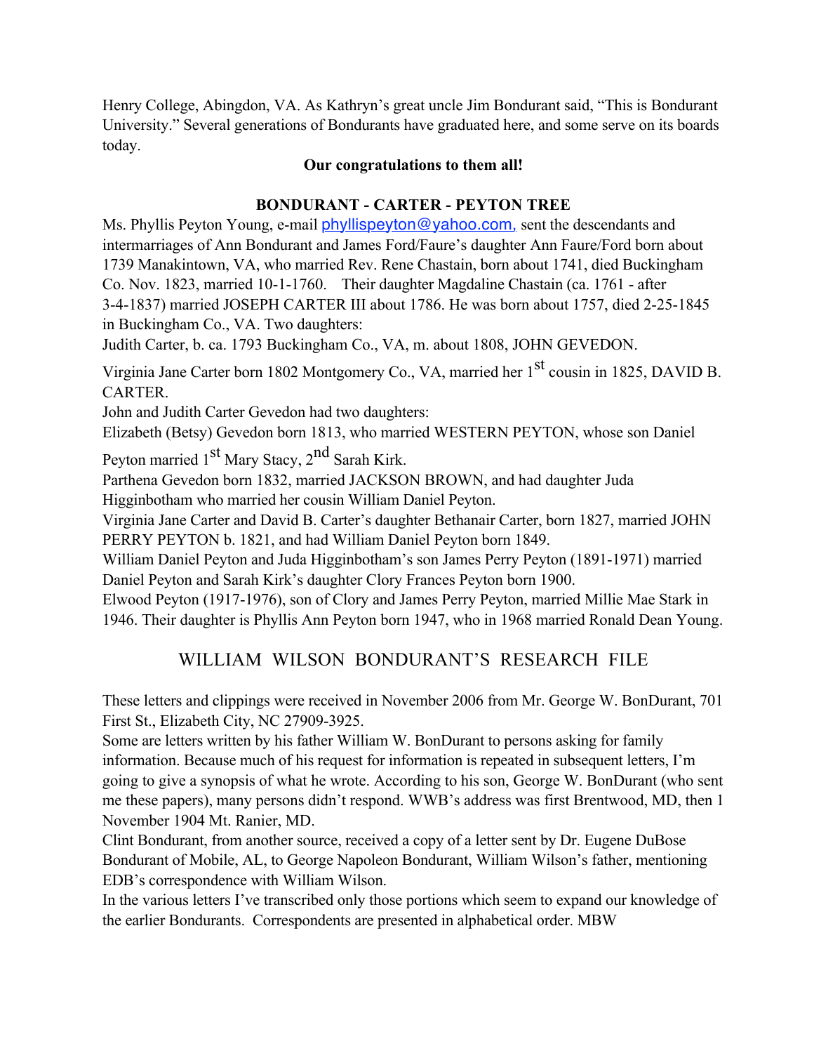Henry College, Abingdon, VA. As Kathryn's great uncle Jim Bondurant said, "This is Bondurant University." Several generations of Bondurants have graduated here, and some serve on its boards today.

**Our congratulations to them all!**

**BONDURANT - CARTER - PEYTON TREE**

Ms. Phyllis Peyton Young, e-mail phyllispeyton@yahoo.com, sent the descendants and intermarriages of Ann Bondurant and James Ford/Faure's daughter Ann Faure/Ford born about 1739 Manakintown, VA, who married Rev. Rene Chastain, born about 1741, died Buckingham Co. Nov. 1823, married 10-1-1760. Their daughter Magdaline Chastain (ca. 1761 - after 3-4-1837) married JOSEPH CARTER III about 1786. He was born about 1757, died 2-25-1845 in Buckingham Co., VA. Two daughters:

Judith Carter, b. ca. 1793 Buckingham Co., VA, m. about 1808, JOHN GEVEDON.

Virginia Jane Carter born 1802 Montgomery Co., VA, married her 1st cousin in 1825, DAVID B. CARTER.

John and Judith Carter Gevedon had two daughters:

Elizabeth (Betsy) Gevedon born 1813, who married WESTERN PEYTON, whose son Daniel Peyton married 1st Mary Stacy, 2nd Sarah Kirk.

Parthena Gevedon born 1832, married JACKSON BROWN, and had daughter Juda Higginbotham who married her cousin William Daniel Peyton.

Virginia Jane Carter and David B. Carter's daughter Bethanair Carter, born 1827, married JOHN PERRY PEYTON b. 1821, and had William Daniel Peyton born 1849.

William Daniel Peyton and Juda Higginbotham's son James Perry Peyton (1891-1971) married Daniel Peyton and Sarah Kirk's daughter Clory Frances Peyton born 1900.

Elwood Peyton (1917-1976), son of Clory and James Perry Peyton, married Millie Mae Stark in 1946. Their daughter is Phyllis Ann Peyton born 1947, who in 1968 married Ronald Dean Young.

## WILLIAM WILSON BONDURANT'S RESEARCH FILE

These letters and clippings were received in November 2006 from Mr. George W. BonDurant, 701 First St., Elizabeth City, NC 27909-3925.

Some are letters written by his father William W. BonDurant to persons asking for family information. Because much of his request for information is repeated in subsequent letters, I'm going to give a synopsis of what he wrote. According to his son, George W. BonDurant (who sent me these papers), many persons didn't respond. WWB's address was first Brentwood, MD, then 1 November 1904 Mt. Ranier, MD.

Clint Bondurant, from another source, received a copy of a letter sent by Dr. Eugene DuBose Bondurant of Mobile, AL, to George Napoleon Bondurant, William Wilson's father, mentioning EDB's correspondence with William Wilson.

In the various letters I've transcribed only those portions which seem to expand our knowledge of the earlier Bondurants. Correspondents are presented in alphabetical order. MBW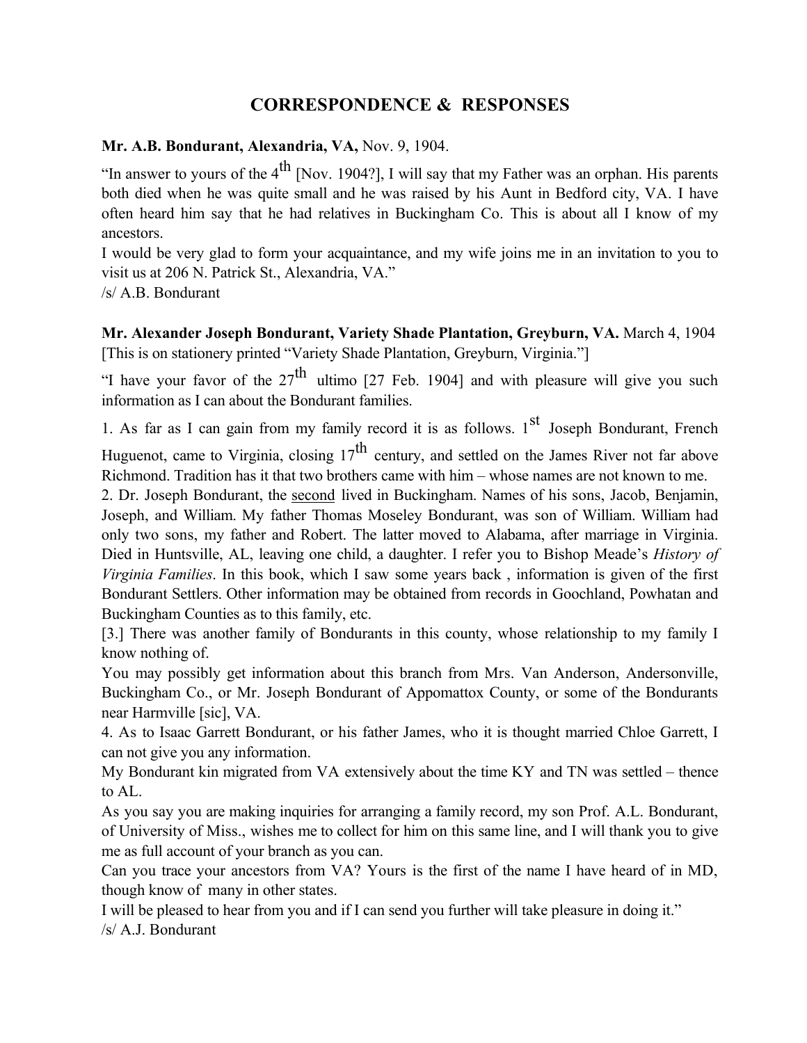# CORRESPONDENCE & RESPONSES

**Mr. A.B. Bondurant, Alexandria, VA,** Nov. 9, 1904.

"In answer to yours of the 4th [Nov. 1904?], I will say that my Father was an orphan. His parents both died when he was quite small and he was raised by his Aunt in Bedford city, VA. I have often heard him say that he had relatives in Buckingham Co. This is about all I know of my ancestors.

I would be very glad to form your acquaintance, and my wife joins me in an invitation to you to visit us at 206 N. Patrick St., Alexandria, VA."

/s/ A.B. Bondurant

**Mr. Alexander Joseph Bondurant, Variety Shade Plantation, Greyburn, VA.** March 4, 1904 [This is on stationery printed "Variety Shade Plantation, Greyburn, Virginia."]

"I have your favor of the 27th ultimo [27 Feb. 1904] and with pleasure will give you such information as I can about the Bondurant families.

1. As far as I can gain from my family record it is as follows. 1st Joseph Bondurant, French Huguenot, came to Virginia, closing 17th century, and settled on the James River not far above Richmond. Tradition has it that two brothers came with him – whose names are not known to me.

2. Dr. Joseph Bondurant, the <u>second</u> lived in Buckingham. Names of his sons, Jacob, Benjamin, Joseph, and William. My father Thomas Moseley Bondurant, was son of William. William had only two sons, my father and Robert. The latter moved to Alabama, after marriage in Virginia. Died in Huntsville, AL, leaving one child, a daughter. I refer you to Bishop Meade's *History of Virginia Families*. In this book, which I saw some years back , information is given of the first Bondurant Settlers. Other information may be obtained from records in Goochland, Powhatan and Buckingham Counties as to this family, etc.

[3.] There was another family of Bondurants in this county, whose relationship to my family I know nothing of.

You may possibly get information about this branch from Mrs. Van Anderson, Andersonville, Buckingham Co., or Mr. Joseph Bondurant of Appomattox County, or some of the Bondurants near Harmville [sic], VA.

4. As to Isaac Garrett Bondurant, or his father James, who it is thought married Chloe Garrett, I can not give you any information.

My Bondurant kin migrated from VA extensively about the time KY and TN was settled – thence to AL.

As you say you are making inquiries for arranging a family record, my son Prof. A.L. Bondurant, of University of Miss., wishes me to collect for him on this same line, and I will thank you to give me as full account of your branch as you can.

Can you trace your ancestors from VA? Yours is the first of the name I have heard of in MD, though know of many in other states.

I will be pleased to hear from you and if I can send you further will take pleasure in doing it."

/s/ A.J. Bondurant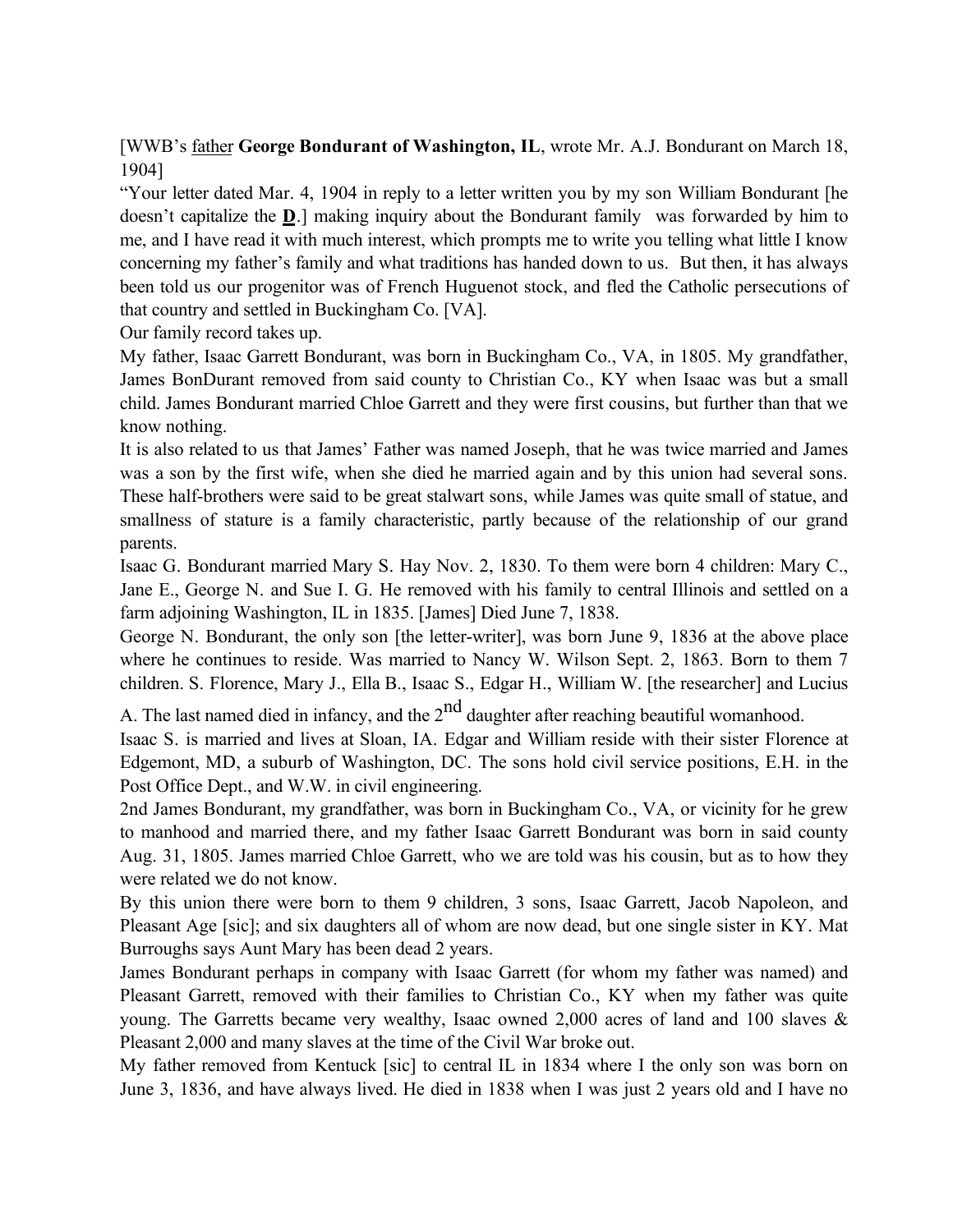[WWB's <u>father</u> **George Bondurant of Washington, IL**, wrote Mr. A.J. Bondurant on March 18, 1904]

"Your letter dated Mar. 4, 1904 in reply to a letter written you by my son William Bondurant [he doesn't capitalize the **<u>D</u>**.] making inquiry about the Bondurant family was forwarded by him to me, and I have read it with much interest, which prompts me to write you telling what little I know concerning my father's family and what traditions has handed down to us. But then, it has always been told us our progenitor was of French Huguenot stock, and fled the Catholic persecutions of that country and settled in Buckingham Co. [VA].

Our family record takes up.

My father, Isaac Garrett Bondurant, was born in Buckingham Co., VA, in 1805. My grandfather, James BonDurant removed from said county to Christian Co., KY when Isaac was but a small child. James Bondurant married Chloe Garrett and they were first cousins, but further than that we know nothing.

It is also related to us that James' Father was named Joseph, that he was twice married and James was a son by the first wife, when she died he married again and by this union had several sons. These half-brothers were said to be great stalwart sons, while James was quite small of statue, and smallness of stature is a family characteristic, partly because of the relationship of our grand parents.

Isaac G. Bondurant married Mary S. Hay Nov. 2, 1830. To them were born 4 children: Mary C., Jane E., George N. and Sue I. G. He removed with his family to central Illinois and settled on a farm adjoining Washington, IL in 1835. [James] Died June 7, 1838.

George N. Bondurant, the only son [the letter-writer], was born June 9, 1836 at the above place where he continues to reside. Was married to Nancy W. Wilson Sept. 2, 1863. Born to them 7 children. S. Florence, Mary J., Ella B., Isaac S., Edgar H., William W. [the researcher] and Lucius A. The last named died in infancy, and the 2nd daughter after reaching beautiful womanhood.

Isaac S. is married and lives at Sloan, IA. Edgar and William reside with their sister Florence at Edgemont, MD, a suburb of Washington, DC. The sons hold civil service positions, E.H. in the Post Office Dept., and W.W. in civil engineering.

2nd James Bondurant, my grandfather, was born in Buckingham Co., VA, or vicinity for he grew to manhood and married there, and my father Isaac Garrett Bondurant was born in said county Aug. 31, 1805. James married Chloe Garrett, who we are told was his cousin, but as to how they were related we do not know.

By this union there were born to them 9 children, 3 sons, Isaac Garrett, Jacob Napoleon, and Pleasant Age [sic]; and six daughters all of whom are now dead, but one single sister in KY. Mat Burroughs says Aunt Mary has been dead 2 years.

James Bondurant perhaps in company with Isaac Garrett (for whom my father was named) and Pleasant Garrett, removed with their families to Christian Co., KY when my father was quite young. The Garretts became very wealthy, Isaac owned 2,000 acres of land and 100 slaves & Pleasant 2,000 and many slaves at the time of the Civil War broke out.

My father removed from Kentuck [sic] to central IL in 1834 where I the only son was born on June 3, 1836, and have always lived. He died in 1838 when I was just 2 years old and I have no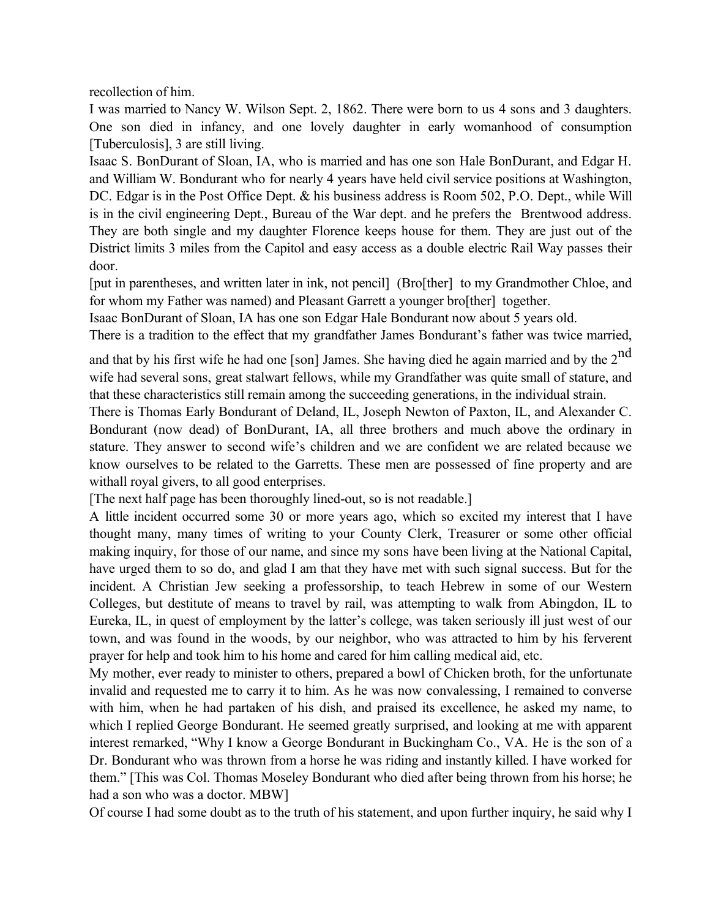recollection of him.

I was married to Nancy W. Wilson Sept. 2, 1862. There were born to us 4 sons and 3 daughters. One son died in infancy, and one lovely daughter in early womanhood of consumption [Tuberculosis], 3 are still living.

Isaac S. BonDurant of Sloan, IA, who is married and has one son Hale BonDurant, and Edgar H. and William W. Bondurant who for nearly 4 years have held civil service positions at Washington, DC. Edgar is in the Post Office Dept. & his business address is Room 502, P.O. Dept., while Will is in the civil engineering Dept., Bureau of the War dept. and he prefers the Brentwood address. They are both single and my daughter Florence keeps house for them. They are just out of the District limits 3 miles from the Capitol and easy access as a double electric Rail Way passes their door.

[put in parentheses, and written later in ink, not pencil] (Bro[ther] to my Grandmother Chloe, and for whom my Father was named) and Pleasant Garrett a younger bro[ther] together.

Isaac BonDurant of Sloan, IA has one son Edgar Hale Bondurant now about 5 years old.

There is a tradition to the effect that my grandfather James Bondurant's father was twice married, and that by his first wife he had one [son] James. She having died he again married and by the 2nd wife had several sons, great stalwart fellows, while my Grandfather was quite small of stature, and that these characteristics still remain among the succeeding generations, in the individual strain.

There is Thomas Early Bondurant of Deland, IL, Joseph Newton of Paxton, IL, and Alexander C. Bondurant (now dead) of BonDurant, IA, all three brothers and much above the ordinary in stature. They answer to second wife's children and we are confident we are related because we know ourselves to be related to the Garretts. These men are possessed of fine property and are withall royal givers, to all good enterprises.

[The next half page has been thoroughly lined-out, so is not readable.]

A little incident occurred some 30 or more years ago, which so excited my interest that I have thought many, many times of writing to your County Clerk, Treasurer or some other official making inquiry, for those of our name, and since my sons have been living at the National Capital, have urged them to so do, and glad I am that they have met with such signal success. But for the incident. A Christian Jew seeking a professorship, to teach Hebrew in some of our Western Colleges, but destitute of means to travel by rail, was attempting to walk from Abingdon, IL to Eureka, IL, in quest of employment by the latter's college, was taken seriously ill just west of our town, and was found in the woods, by our neighbor, who was attracted to him by his ferverent prayer for help and took him to his home and cared for him calling medical aid, etc.

My mother, ever ready to minister to others, prepared a bowl of Chicken broth, for the unfortunate invalid and requested me to carry it to him. As he was now convalescing, I remained to converse with him, when he had partaken of his dish, and praised its excellence, he asked my name, to which I replied George Bondurant. He seemed greatly surprised, and looking at me with apparent interest remarked, "Why I know a George Bondurant in Buckingham Co., VA. He is the son of a Dr. Bondurant who was thrown from a horse he was riding and instantly killed. I have worked for them." [This was Col. Thomas Moseley Bondurant who died after being thrown from his horse; he had a son who was a doctor. MBW]

Of course I had some doubt as to the truth of his statement, and upon further inquiry, he said why I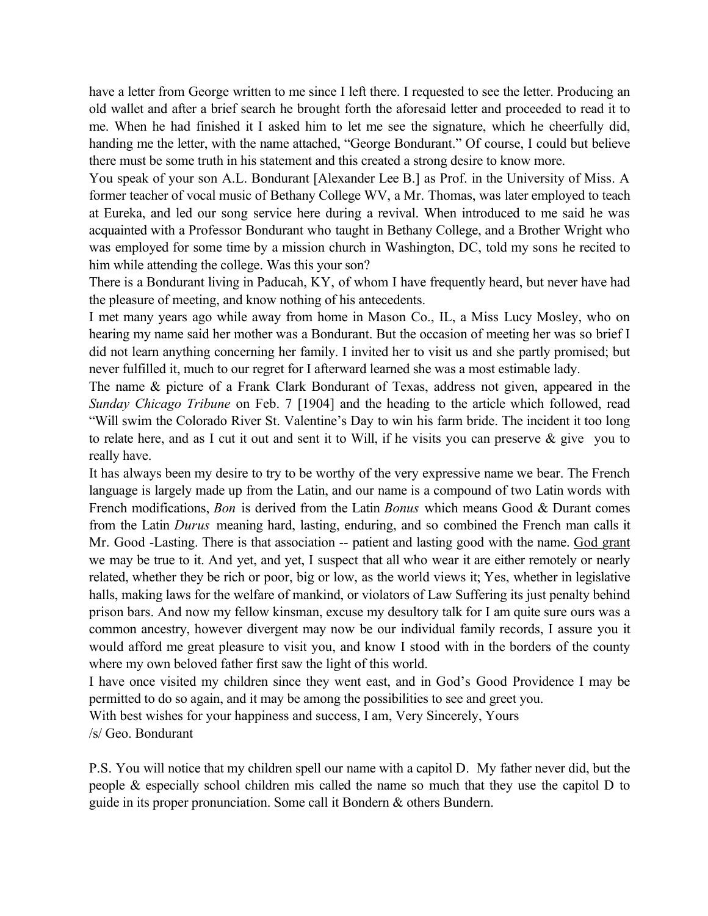have a letter from George written to me since I left there. I requested to see the letter. Producing an old wallet and after a brief search he brought forth the aforesaid letter and proceeded to read it to me. When he had finished it I asked him to let me see the signature, which he cheerfully did, handing me the letter, with the name attached, "George Bondurant." Of course, I could but believe there must be some truth in his statement and this created a strong desire to know more.

You speak of your son A.L. Bondurant [Alexander Lee B.] as Prof. in the University of Miss. A former teacher of vocal music of Bethany College WV, a Mr. Thomas, was later employed to teach at Eureka, and led our song service here during a revival. When introduced to me said he was acquainted with a Professor Bondurant who taught in Bethany College, and a Brother Wright who was employed for some time by a mission church in Washington, DC, told my sons he recited to him while attending the college. Was this your son?

There is a Bondurant living in Paducah, KY, of whom I have frequently heard, but never have had the pleasure of meeting, and know nothing of his antecedents.

I met many years ago while away from home in Mason Co., IL, a Miss Lucy Mosley, who on hearing my name said her mother was a Bondurant. But the occasion of meeting her was so brief I did not learn anything concerning her family. I invited her to visit us and she partly promised; but never fulfilled it, much to our regret for I afterward learned she was a most estimable lady.

The name & picture of a Frank Clark Bondurant of Texas, address not given, appeared in the *Sunday Chicago Tribune* on Feb. 7 [1904] and the heading to the article which followed, read "Will swim the Colorado River St. Valentine's Day to win his farm bride. The incident it too long to relate here, and as I cut it out and sent it to Will, if he visits you can preserve & give you to really have.

It has always been my desire to try to be worthy of the very expressive name we bear. The French language is largely made up from the Latin, and our name is a compound of two Latin words with French modifications, *Bon* is derived from the Latin *Bonus* which means Good & Durant comes from the Latin *Durus* meaning hard, lasting, enduring, and so combined the French man calls it Mr. Good -Lasting. There is that association -- patient and lasting good with the name. <u>God grant</u> we may be true to it. And yet, and yet, I suspect that all who wear it are either remotely or nearly related, whether they be rich or poor, big or low, as the world views it; Yes, whether in legislative halls, making laws for the welfare of mankind, or violators of Law Suffering its just penalty behind prison bars. And now my fellow kinsman, excuse my desultory talk for I am quite sure ours was a common ancestry, however divergent may now be our individual family records, I assure you it would afford me great pleasure to visit you, and know I stood with in the borders of the county where my own beloved father first saw the light of this world.

I have once visited my children since they went east, and in God's Good Providence I may be permitted to do so again, and it may be among the possibilities to see and greet you.

With best wishes for your happiness and success, I am, Very Sincerely, Yours

/s/ Geo. Bondurant

P.S. You will notice that my children spell our name with a capitol D. My father never did, but the people & especially school children mis called the name so much that they use the capitol D to guide in its proper pronunciation. Some call it Bondern & others Bundern.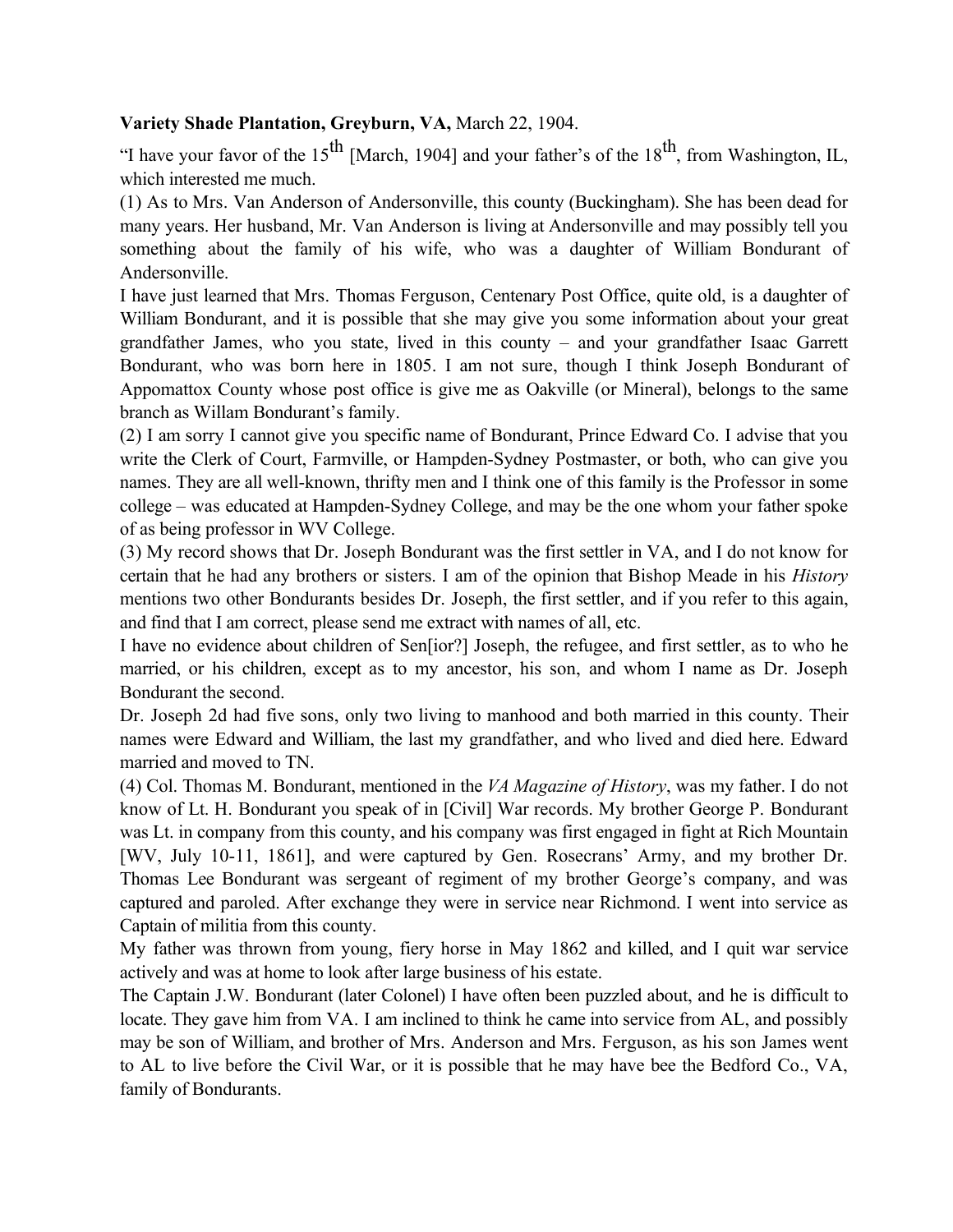**Variety Shade Plantation, Greyburn, VA,** March 22, 1904.

"I have your favor of the 15th [March, 1904] and your father's of the 18th, from Washington, IL, which interested me much.

(1) As to Mrs. Van Anderson of Andersonville, this county (Buckingham). She has been dead for many years. Her husband, Mr. Van Anderson is living at Andersonville and may possibly tell you something about the family of his wife, who was a daughter of William Bondurant of Andersonville.

I have just learned that Mrs. Thomas Ferguson, Centenary Post Office, quite old, is a daughter of William Bondurant, and it is possible that she may give you some information about your great grandfather James, who you state, lived in this county – and your grandfather Isaac Garrett Bondurant, who was born here in 1805. I am not sure, though I think Joseph Bondurant of Appomattox County whose post office is give me as Oakville (or Mineral), belongs to the same branch as Willam Bondurant's family.

(2) I am sorry I cannot give you specific name of Bondurant, Prince Edward Co. I advise that you write the Clerk of Court, Farmville, or Hampden-Sydney Postmaster, or both, who can give you names. They are all well-known, thrifty men and I think one of this family is the Professor in some college – was educated at Hampden-Sydney College, and may be the one whom your father spoke of as being professor in WV College.

(3) My record shows that Dr. Joseph Bondurant was the first settler in VA, and I do not know for certain that he had any brothers or sisters. I am of the opinion that Bishop Meade in his *History* mentions two other Bondurants besides Dr. Joseph, the first settler, and if you refer to this again, and find that I am correct, please send me extract with names of all, etc.

I have no evidence about children of Sen[ior?] Joseph, the refugee, and first settler, as to who he married, or his children, except as to my ancestor, his son, and whom I name as Dr. Joseph Bondurant the second.

Dr. Joseph 2d had five sons, only two living to manhood and both married in this county. Their names were Edward and William, the last my grandfather, and who lived and died here. Edward married and moved to TN.

(4) Col. Thomas M. Bondurant, mentioned in the *VA Magazine of History*, was my father. I do not know of Lt. H. Bondurant you speak of in [Civil] War records. My brother George P. Bondurant was Lt. in company from this county, and his company was first engaged in fight at Rich Mountain [WV, July 10-11, 1861], and were captured by Gen. Rosecrans' Army, and my brother Dr. Thomas Lee Bondurant was sergeant of regiment of my brother George's company, and was captured and paroled. After exchange they were in service near Richmond. I went into service as Captain of militia from this county.

My father was thrown from young, fiery horse in May 1862 and killed, and I quit war service actively and was at home to look after large business of his estate.

The Captain J.W. Bondurant (later Colonel) I have often been puzzled about, and he is difficult to locate. They gave him from VA. I am inclined to think he came into service from AL, and possibly may be son of William, and brother of Mrs. Anderson and Mrs. Ferguson, as his son James went to AL to live before the Civil War, or it is possible that he may have bee the Bedford Co., VA, family of Bondurants.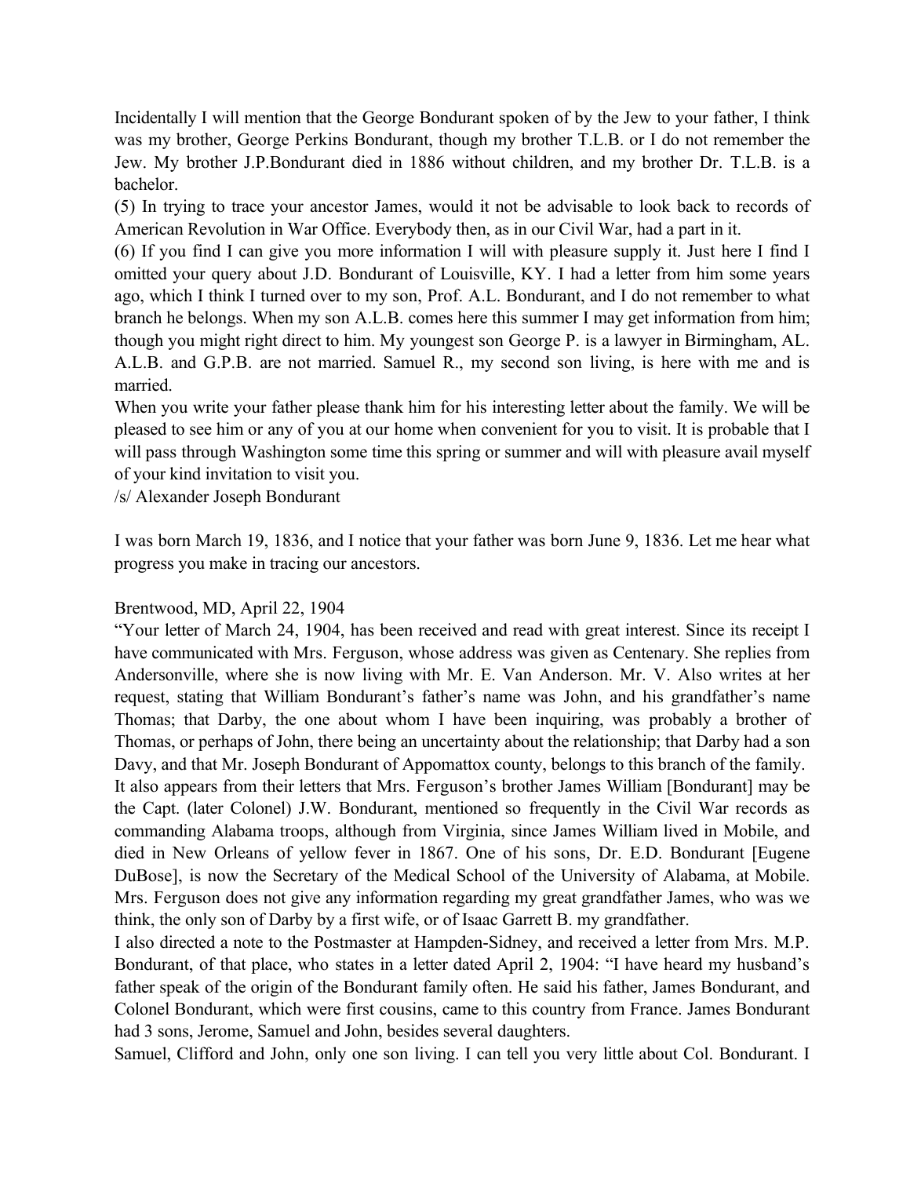Incidentally I will mention that the George Bondurant spoken of by the Jew to your father, I think was my brother, George Perkins Bondurant, though my brother T.L.B. or I do not remember the Jew. My brother J.P.Bondurant died in 1886 without children, and my brother Dr. T.L.B. is a bachelor.

(5) In trying to trace your ancestor James, would it not be advisable to look back to records of American Revolution in War Office. Everybody then, as in our Civil War, had a part in it.

(6) If you find I can give you more information I will with pleasure supply it. Just here I find I omitted your query about J.D. Bondurant of Louisville, KY. I had a letter from him some years ago, which I think I turned over to my son, Prof. A.L. Bondurant, and I do not remember to what branch he belongs. When my son A.L.B. comes here this summer I may get information from him; though you might right direct to him. My youngest son George P. is a lawyer in Birmingham, AL. A.L.B. and G.P.B. are not married. Samuel R., my second son living, is here with me and is married.

When you write your father please thank him for his interesting letter about the family. We will be pleased to see him or any of you at our home when convenient for you to visit. It is probable that I will pass through Washington some time this spring or summer and will with pleasure avail myself of your kind invitation to visit you.

/s/ Alexander Joseph Bondurant

I was born March 19, 1836, and I notice that your father was born June 9, 1836. Let me hear what progress you make in tracing our ancestors.

Brentwood, MD, April 22, 1904

"Your letter of March 24, 1904, has been received and read with great interest. Since its receipt I have communicated with Mrs. Ferguson, whose address was given as Centenary. She replies from Andersonville, where she is now living with Mr. E. Van Anderson. Mr. V. Also writes at her request, stating that William Bondurant's father's name was John, and his grandfather's name Thomas; that Darby, the one about whom I have been inquiring, was probably a brother of Thomas, or perhaps of John, there being an uncertainty about the relationship; that Darby had a son Davy, and that Mr. Joseph Bondurant of Appomattox county, belongs to this branch of the family.

It also appears from their letters that Mrs. Ferguson's brother James William [Bondurant] may be the Capt. (later Colonel) J.W. Bondurant, mentioned so frequently in the Civil War records as commanding Alabama troops, although from Virginia, since James William lived in Mobile, and died in New Orleans of yellow fever in 1867. One of his sons, Dr. E.D. Bondurant [Eugene DuBose], is now the Secretary of the Medical School of the University of Alabama, at Mobile. Mrs. Ferguson does not give any information regarding my great grandfather James, who was we think, the only son of Darby by a first wife, or of Isaac Garrett B. my grandfather.

I also directed a note to the Postmaster at Hampden-Sidney, and received a letter from Mrs. M.P. Bondurant, of that place, who states in a letter dated April 2, 1904: "I have heard my husband's father speak of the origin of the Bondurant family often. He said his father, James Bondurant, and Colonel Bondurant, which were first cousins, came to this country from France. James Bondurant had 3 sons, Jerome, Samuel and John, besides several daughters.

Samuel, Clifford and John, only one son living. I can tell you very little about Col. Bondurant. I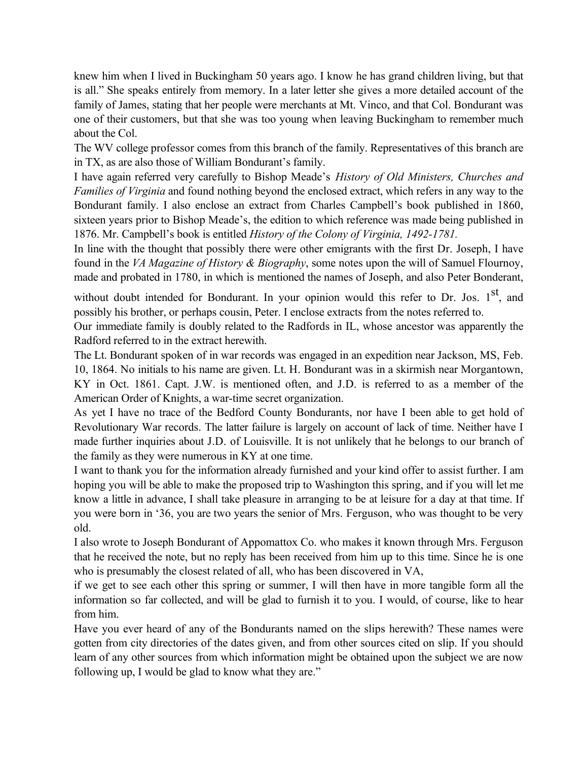knew him when I lived in Buckingham 50 years ago. I know he has grand children living, but that is all." She speaks entirely from memory. In a later letter she gives a more detailed account of the family of James, stating that her people were merchants at Mt. Vinco, and that Col. Bondurant was one of their customers, but that she was too young when leaving Buckingham to remember much about the Col.

The WV college professor comes from this branch of the family. Representatives of this branch are in TX, as are also those of William Bondurant's family.

I have again referred very carefully to Bishop Meade's *History of Old Ministers, Churches and Families of Virginia* and found nothing beyond the enclosed extract, which refers in any way to the Bondurant family. I also enclose an extract from Charles Campbell's book published in 1860, sixteen years prior to Bishop Meade's, the edition to which reference was made being published in 1876. Mr. Campbell's book is entitled *History of the Colony of Virginia, 1492-1781.*

In line with the thought that possibly there were other emigrants with the first Dr. Joseph, I have found in the *VA Magazine of History & Biography*, some notes upon the will of Samuel Flournoy, made and probated in 1780, in which is mentioned the names of Joseph, and also Peter Bonderant, without doubt intended for Bondurant. In your opinion would this refer to Dr. Jos. 1st, and possibly his brother, or perhaps cousin, Peter. I enclose extracts from the notes referred to.

Our immediate family is doubly related to the Radfords in IL, whose ancestor was apparently the Radford referred to in the extract herewith.

The Lt. Bondurant spoken of in war records was engaged in an expedition near Jackson, MS, Feb. 10, 1864. No initials to his name are given. Lt. H. Bondurant was in a skirmish near Morgantown, KY in Oct. 1861. Capt. J.W. is mentioned often, and J.D. is referred to as a member of the American Order of Knights, a war-time secret organization.

As yet I have no trace of the Bedford County Bondurants, nor have I been able to get hold of Revolutionary War records. The latter failure is largely on account of lack of time. Neither have I made further inquiries about J.D. of Louisville. It is not unlikely that he belongs to our branch of the family as they were numerous in KY at one time.

I want to thank you for the information already furnished and your kind offer to assist further. I am hoping you will be able to make the proposed trip to Washington this spring, and if you will let me know a little in advance, I shall take pleasure in arranging to be at leisure for a day at that time. If you were born in '36, you are two years the senior of Mrs. Ferguson, who was thought to be very old.

I also wrote to Joseph Bondurant of Appomattox Co. who makes it known through Mrs. Ferguson that he received the note, but no reply has been received from him up to this time. Since he is one who is presumably the closest related of all, who has been discovered in VA,

if we get to see each other this spring or summer, I will then have in more tangible form all the information so far collected, and will be glad to furnish it to you. I would, of course, like to hear from him.

Have you ever heard of any of the Bondurants named on the slips herewith? These names were gotten from city directories of the dates given, and from other sources cited on slip. If you should learn of any other sources from which information might be obtained upon the subject we are now following up, I would be glad to know what they are."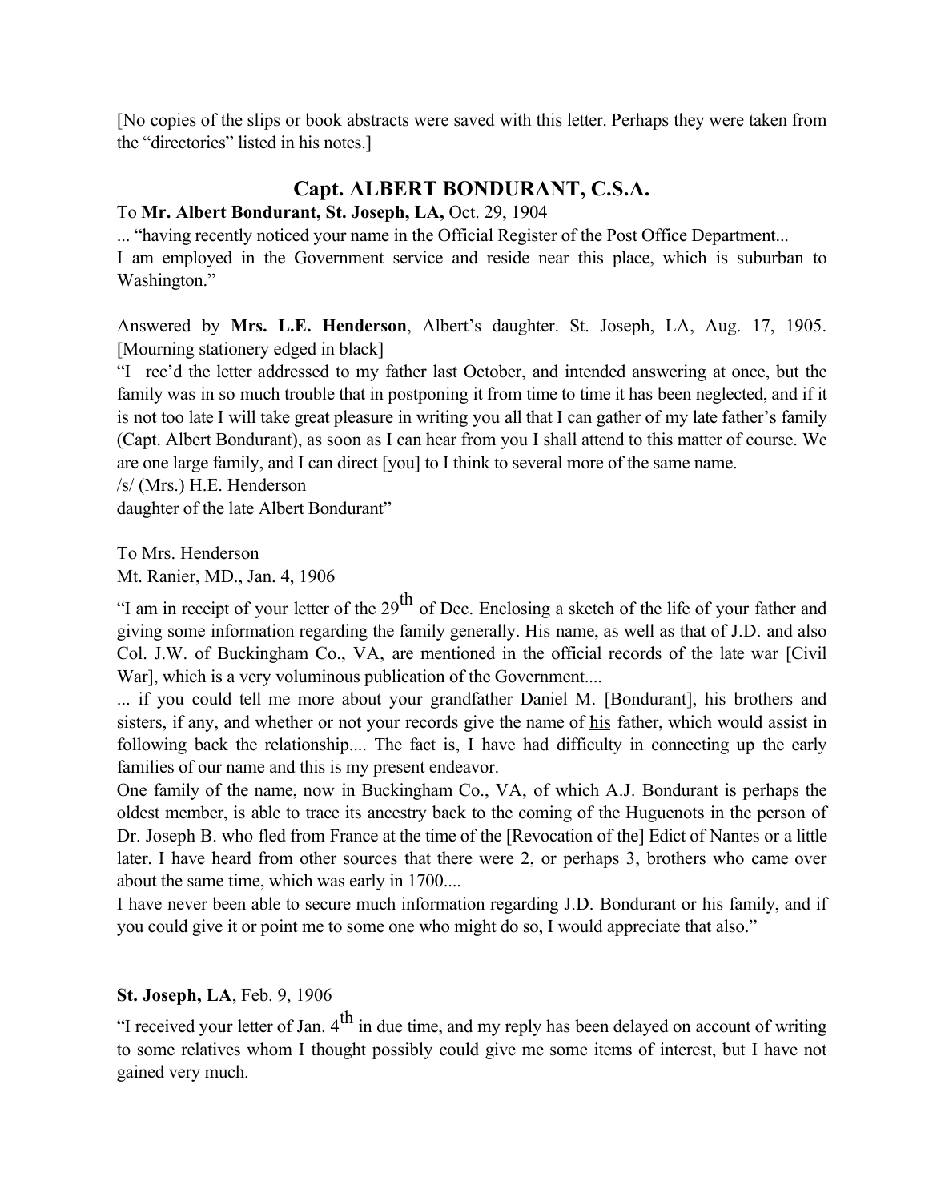[No copies of the slips or book abstracts were saved with this letter. Perhaps they were taken from the "directories" listed in his notes.]

## Capt. ALBERT BONDURANT, C.S.A.

To **Mr. Albert Bondurant, St. Joseph, LA,** Oct. 29, 1904

... "having recently noticed your name in the Official Register of the Post Office Department...
I am employed in the Government service and reside near this place, which is suburban to Washington."

Answered by **Mrs. L.E. Henderson**, Albert's daughter. St. Joseph, LA, Aug. 17, 1905. [Mourning stationery edged in black]

"I rec'd the letter addressed to my father last October, and intended answering at once, but the family was in so much trouble that in postponing it from time to time it has been neglected, and if it is not too late I will take great pleasure in writing you all that I can gather of my late father's family (Capt. Albert Bondurant), as soon as I can hear from you I shall attend to this matter of course. We are one large family, and I can direct [you] to I think to several more of the same name.
/s/ (Mrs.) H.E. Henderson
daughter of the late Albert Bondurant"

To Mrs. Henderson
Mt. Ranier, MD., Jan. 4, 1906

"I am in receipt of your letter of the 29th of Dec. Enclosing a sketch of the life of your father and giving some information regarding the family generally. His name, as well as that of J.D. and also Col. J.W. of Buckingham Co., VA, are mentioned in the official records of the late war [Civil War], which is a very voluminous publication of the Government....
... if you could tell me more about your grandfather Daniel M. [Bondurant], his brothers and sisters, if any, and whether or not your records give the name of <u>his</u> father, which would assist in following back the relationship.... The fact is, I have had difficulty in connecting up the early families of our name and this is my present endeavor.
One family of the name, now in Buckingham Co., VA, of which A.J. Bondurant is perhaps the oldest member, is able to trace its ancestry back to the coming of the Huguenots in the person of Dr. Joseph B. who fled from France at the time of the [Revocation of the] Edict of Nantes or a little later. I have heard from other sources that there were 2, or perhaps 3, brothers who came over about the same time, which was early in 1700....
I have never been able to secure much information regarding J.D. Bondurant or his family, and if you could give it or point me to some one who might do so, I would appreciate that also."

**St. Joseph, LA**, Feb. 9, 1906

"I received your letter of Jan. 4th in due time, and my reply has been delayed on account of writing to some relatives whom I thought possibly could give me some items of interest, but I have not gained very much.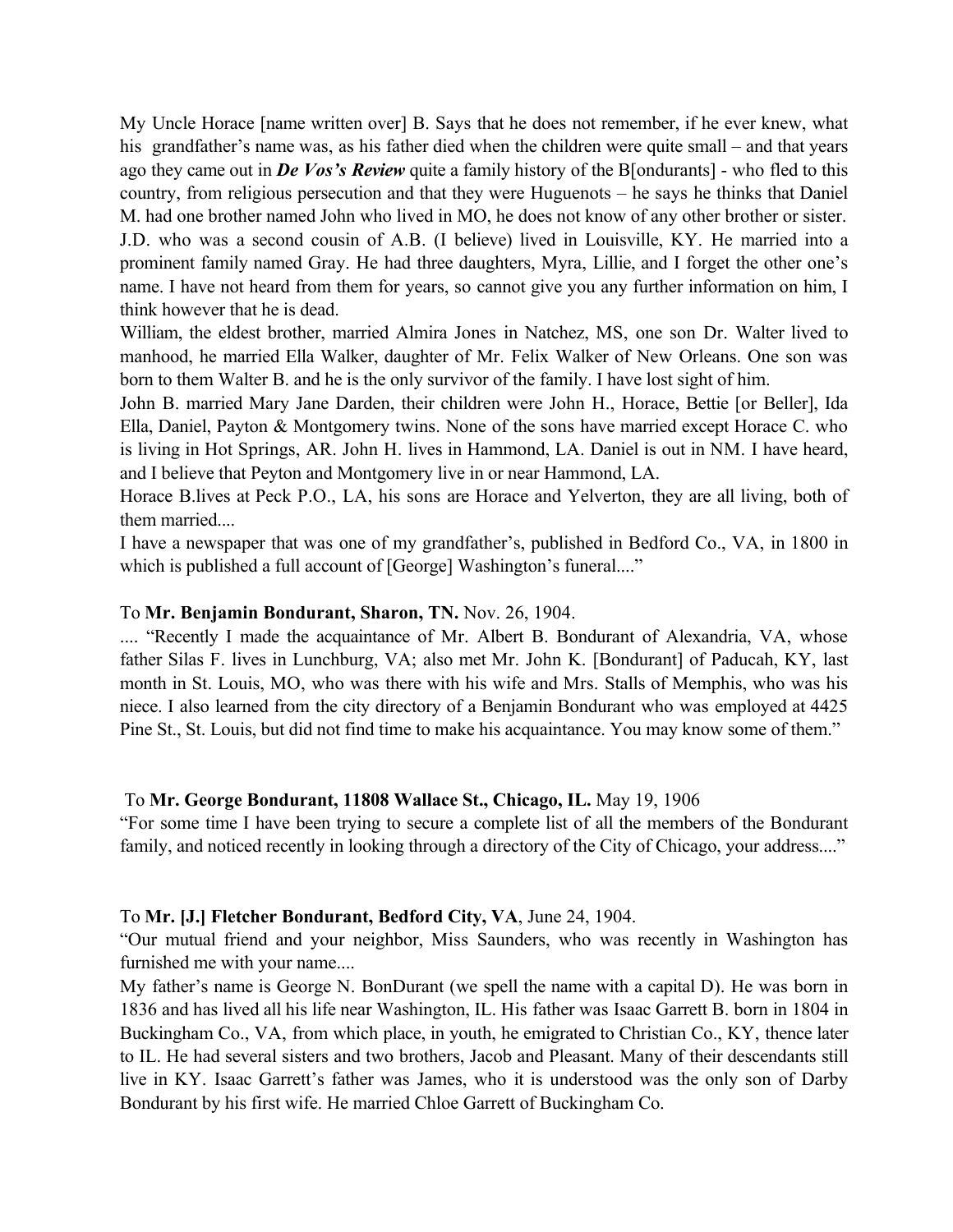My Uncle Horace [name written over] B. Says that he does not remember, if he ever knew, what his grandfather's name was, as his father died when the children were quite small – and that years ago they came out in ***De Vos's Review*** quite a family history of the B[ondurants] - who fled to this country, from religious persecution and that they were Huguenots – he says he thinks that Daniel M. had one brother named John who lived in MO, he does not know of any other brother or sister. J.D. who was a second cousin of A.B. (I believe) lived in Louisville, KY. He married into a prominent family named Gray. He had three daughters, Myra, Lillie, and I forget the other one's name. I have not heard from them for years, so cannot give you any further information on him, I think however that he is dead.

William, the eldest brother, married Almira Jones in Natchez, MS, one son Dr. Walter lived to manhood, he married Ella Walker, daughter of Mr. Felix Walker of New Orleans. One son was born to them Walter B. and he is the only survivor of the family. I have lost sight of him.

John B. married Mary Jane Darden, their children were John H., Horace, Bettie [or Beller], Ida Ella, Daniel, Payton & Montgomery twins. None of the sons have married except Horace C. who is living in Hot Springs, AR. John H. lives in Hammond, LA. Daniel is out in NM. I have heard, and I believe that Peyton and Montgomery live in or near Hammond, LA.

Horace B.lives at Peck P.O., LA, his sons are Horace and Yelverton, they are all living, both of them married....

I have a newspaper that was one of my grandfather's, published in Bedford Co., VA, in 1800 in which is published a full account of [George] Washington's funeral...."

To **Mr. Benjamin Bondurant, Sharon, TN.** Nov. 26, 1904.

.... "Recently I made the acquaintance of Mr. Albert B. Bondurant of Alexandria, VA, whose father Silas F. lives in Lunchburg, VA; also met Mr. John K. [Bondurant] of Paducah, KY, last month in St. Louis, MO, who was there with his wife and Mrs. Stalls of Memphis, who was his niece. I also learned from the city directory of a Benjamin Bondurant who was employed at 4425 Pine St., St. Louis, but did not find time to make his acquaintance. You may know some of them."

To **Mr. George Bondurant, 11808 Wallace St., Chicago, IL.** May 19, 1906

"For some time I have been trying to secure a complete list of all the members of the Bondurant family, and noticed recently in looking through a directory of the City of Chicago, your address...."

To **Mr. [J.] Fletcher Bondurant, Bedford City, VA**, June 24, 1904.

"Our mutual friend and your neighbor, Miss Saunders, who was recently in Washington has furnished me with your name....

My father's name is George N. BonDurant (we spell the name with a capital D). He was born in 1836 and has lived all his life near Washington, IL. His father was Isaac Garrett B. born in 1804 in Buckingham Co., VA, from which place, in youth, he emigrated to Christian Co., KY, thence later to IL. He had several sisters and two brothers, Jacob and Pleasant. Many of their descendants still live in KY. Isaac Garrett's father was James, who it is understood was the only son of Darby Bondurant by his first wife. He married Chloe Garrett of Buckingham Co.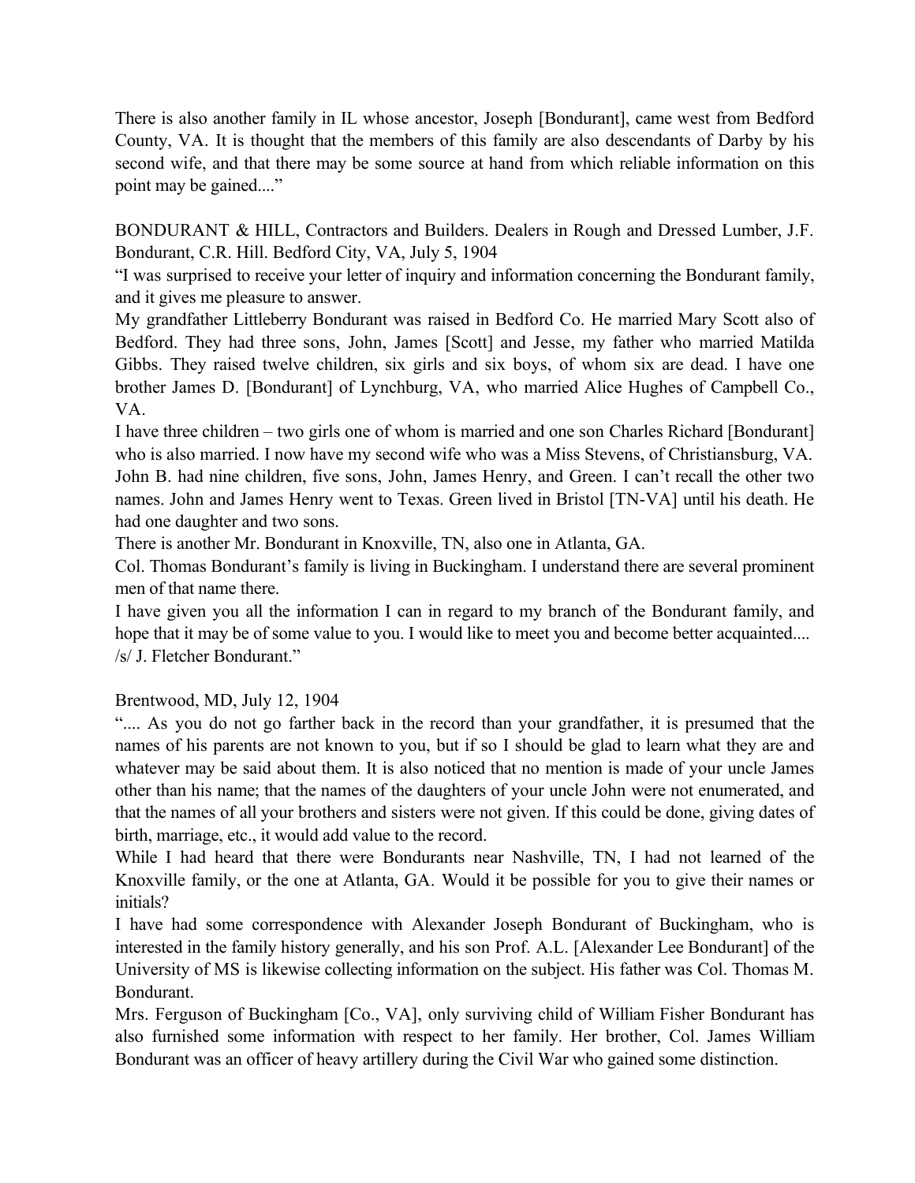There is also another family in IL whose ancestor, Joseph [Bondurant], came west from Bedford County, VA. It is thought that the members of this family are also descendants of Darby by his second wife, and that there may be some source at hand from which reliable information on this point may be gained...."

BONDURANT & HILL, Contractors and Builders. Dealers in Rough and Dressed Lumber, J.F. Bondurant, C.R. Hill. Bedford City, VA, July 5, 1904

"I was surprised to receive your letter of inquiry and information concerning the Bondurant family, and it gives me pleasure to answer.

My grandfather Littleberry Bondurant was raised in Bedford Co. He married Mary Scott also of Bedford. They had three sons, John, James [Scott] and Jesse, my father who married Matilda Gibbs. They raised twelve children, six girls and six boys, of whom six are dead. I have one brother James D. [Bondurant] of Lynchburg, VA, who married Alice Hughes of Campbell Co., VA.

I have three children – two girls one of whom is married and one son Charles Richard [Bondurant] who is also married. I now have my second wife who was a Miss Stevens, of Christiansburg, VA.

John B. had nine children, five sons, John, James Henry, and Green. I can't recall the other two names. John and James Henry went to Texas. Green lived in Bristol [TN-VA] until his death. He had one daughter and two sons.

There is another Mr. Bondurant in Knoxville, TN, also one in Atlanta, GA.

Col. Thomas Bondurant's family is living in Buckingham. I understand there are several prominent men of that name there.

I have given you all the information I can in regard to my branch of the Bondurant family, and hope that it may be of some value to you. I would like to meet you and become better acquainted....

/s/ J. Fletcher Bondurant."

Brentwood, MD, July 12, 1904

".... As you do not go farther back in the record than your grandfather, it is presumed that the names of his parents are not known to you, but if so I should be glad to learn what they are and whatever may be said about them. It is also noticed that no mention is made of your uncle James other than his name; that the names of the daughters of your uncle John were not enumerated, and that the names of all your brothers and sisters were not given. If this could be done, giving dates of birth, marriage, etc., it would add value to the record.

While I had heard that there were Bondurants near Nashville, TN, I had not learned of the Knoxville family, or the one at Atlanta, GA. Would it be possible for you to give their names or initials?

I have had some correspondence with Alexander Joseph Bondurant of Buckingham, who is interested in the family history generally, and his son Prof. A.L. [Alexander Lee Bondurant] of the University of MS is likewise collecting information on the subject. His father was Col. Thomas M. Bondurant.

Mrs. Ferguson of Buckingham [Co., VA], only surviving child of William Fisher Bondurant has also furnished some information with respect to her family. Her brother, Col. James William Bondurant was an officer of heavy artillery during the Civil War who gained some distinction.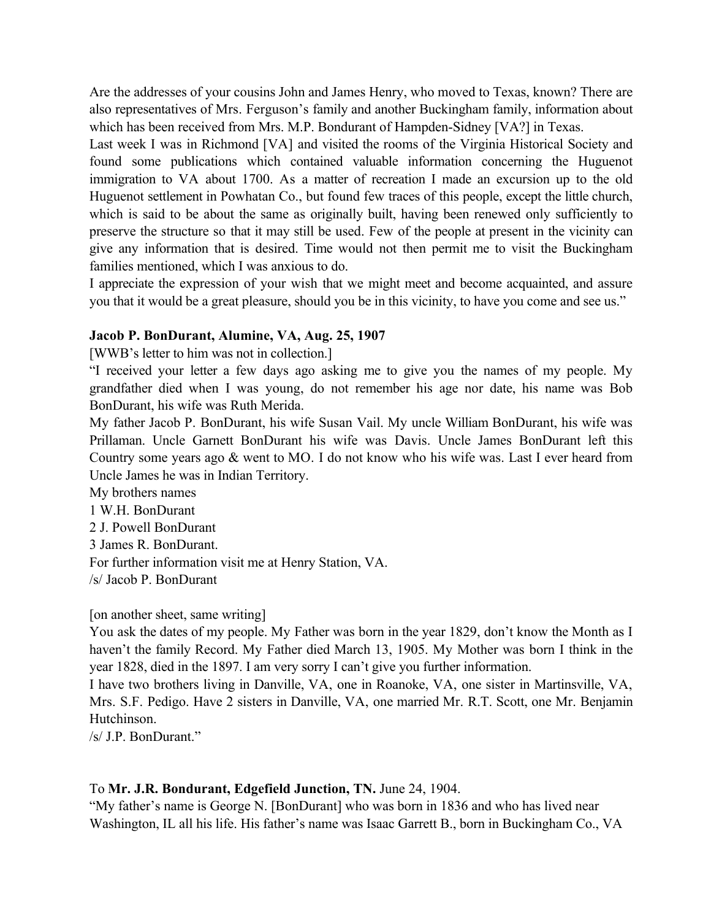Are the addresses of your cousins John and James Henry, who moved to Texas, known? There are also representatives of Mrs. Ferguson's family and another Buckingham family, information about which has been received from Mrs. M.P. Bondurant of Hampden-Sidney [VA?] in Texas.

Last week I was in Richmond [VA] and visited the rooms of the Virginia Historical Society and found some publications which contained valuable information concerning the Huguenot immigration to VA about 1700. As a matter of recreation I made an excursion up to the old Huguenot settlement in Powhatan Co., but found few traces of this people, except the little church, which is said to be about the same as originally built, having been renewed only sufficiently to preserve the structure so that it may still be used. Few of the people at present in the vicinity can give any information that is desired. Time would not then permit me to visit the Buckingham families mentioned, which I was anxious to do.

I appreciate the expression of your wish that we might meet and become acquainted, and assure you that it would be a great pleasure, should you be in this vicinity, to have you come and see us."

**Jacob P. BonDurant, Alumine, VA, Aug. 25, 1907**

[WWB's letter to him was not in collection.]

"I received your letter a few days ago asking me to give you the names of my people. My grandfather died when I was young, do not remember his age nor date, his name was Bob BonDurant, his wife was Ruth Merida.

My father Jacob P. BonDurant, his wife Susan Vail. My uncle William BonDurant, his wife was Prillaman. Uncle Garnett BonDurant his wife was Davis. Uncle James BonDurant left this Country some years ago & went to MO. I do not know who his wife was. Last I ever heard from Uncle James he was in Indian Territory.

My brothers names

1 W.H. BonDurant
2 J. Powell BonDurant
3 James R. BonDurant.

For further information visit me at Henry Station, VA.

/s/ Jacob P. BonDurant

[on another sheet, same writing]

You ask the dates of my people. My Father was born in the year 1829, don't know the Month as I haven't the family Record. My Father died March 13, 1905. My Mother was born I think in the year 1828, died in the 1897. I am very sorry I can't give you further information.

I have two brothers living in Danville, VA, one in Roanoke, VA, one sister in Martinsville, VA, Mrs. S.F. Pedigo. Have 2 sisters in Danville, VA, one married Mr. R.T. Scott, one Mr. Benjamin Hutchinson.

/s/ J.P. BonDurant."

To **Mr. J.R. Bondurant, Edgefield Junction, TN.** June 24, 1904.

"My father's name is George N. [BonDurant] who was born in 1836 and who has lived near Washington, IL all his life. His father's name was Isaac Garrett B., born in Buckingham Co., VA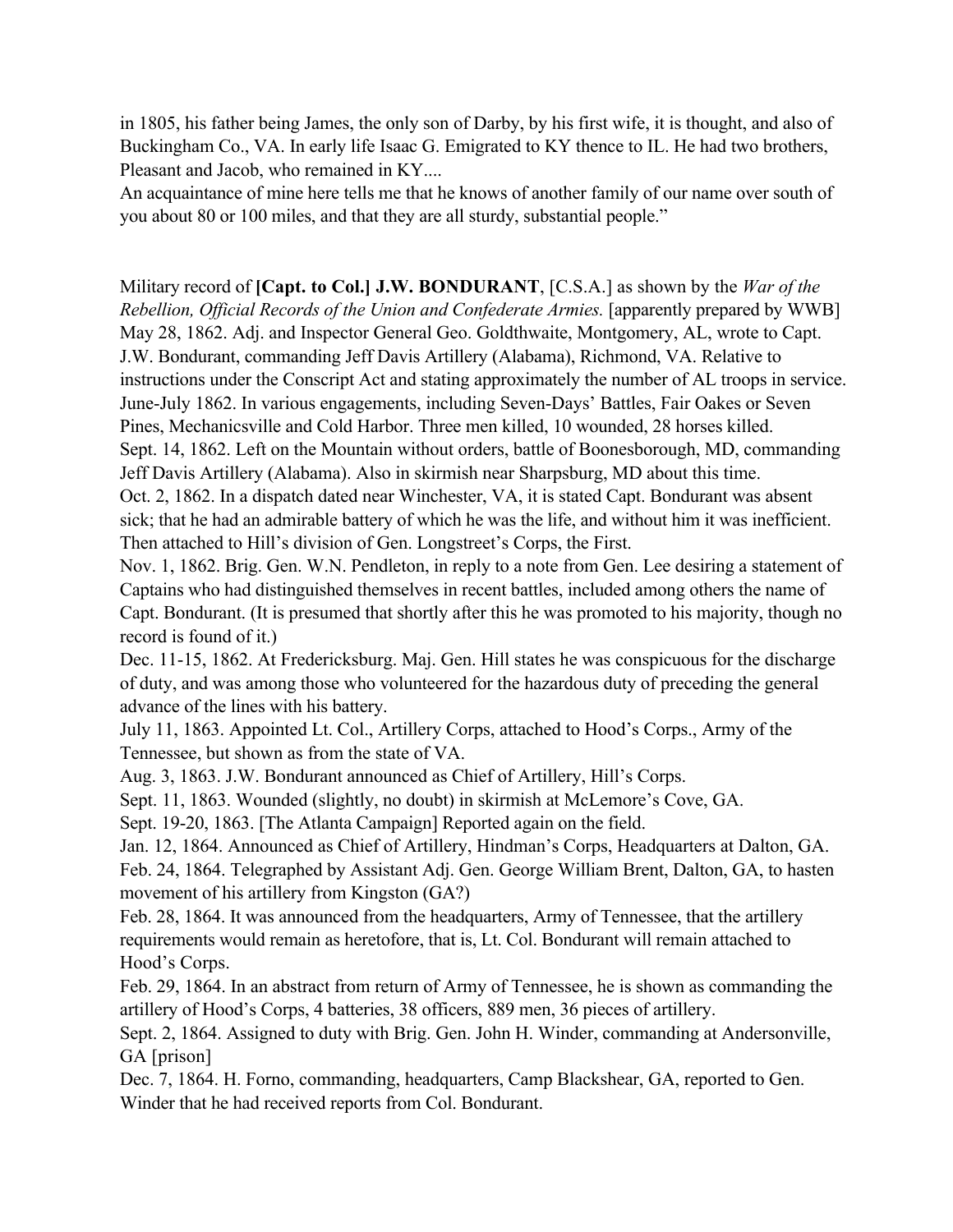in 1805, his father being James, the only son of Darby, by his first wife, it is thought, and also of Buckingham Co., VA. In early life Isaac G. Emigrated to KY thence to IL. He had two brothers, Pleasant and Jacob, who remained in KY....

An acquaintance of mine here tells me that he knows of another family of our name over south of you about 80 or 100 miles, and that they are all sturdy, substantial people."

Military record of **[Capt. to Col.] J.W. BONDURANT**, [C.S.A.] as shown by the *War of the Rebellion, Official Records of the Union and Confederate Armies.* [apparently prepared by WWB]

May 28, 1862. Adj. and Inspector General Geo. Goldthwaite, Montgomery, AL, wrote to Capt. J.W. Bondurant, commanding Jeff Davis Artillery (Alabama), Richmond, VA. Relative to instructions under the Conscript Act and stating approximately the number of AL troops in service.

June-July 1862. In various engagements, including Seven-Days' Battles, Fair Oakes or Seven Pines, Mechanicsville and Cold Harbor. Three men killed, 10 wounded, 28 horses killed.

Sept. 14, 1862. Left on the Mountain without orders, battle of Boonesborough, MD, commanding Jeff Davis Artillery (Alabama). Also in skirmish near Sharpsburg, MD about this time.

Oct. 2, 1862. In a dispatch dated near Winchester, VA, it is stated Capt. Bondurant was absent sick; that he had an admirable battery of which he was the life, and without him it was inefficient. Then attached to Hill's division of Gen. Longstreet's Corps, the First.

Nov. 1, 1862. Brig. Gen. W.N. Pendleton, in reply to a note from Gen. Lee desiring a statement of Captains who had distinguished themselves in recent battles, included among others the name of Capt. Bondurant. (It is presumed that shortly after this he was promoted to his majority, though no record is found of it.)

Dec. 11-15, 1862. At Fredericksburg. Maj. Gen. Hill states he was conspicuous for the discharge of duty, and was among those who volunteered for the hazardous duty of preceding the general advance of the lines with his battery.

July 11, 1863. Appointed Lt. Col., Artillery Corps, attached to Hood's Corps., Army of the Tennessee, but shown as from the state of VA.

Aug. 3, 1863. J.W. Bondurant announced as Chief of Artillery, Hill's Corps.

Sept. 11, 1863. Wounded (slightly, no doubt) in skirmish at McLemore's Cove, GA.

Sept. 19-20, 1863. [The Atlanta Campaign] Reported again on the field.

Jan. 12, 1864. Announced as Chief of Artillery, Hindman's Corps, Headquarters at Dalton, GA.

Feb. 24, 1864. Telegraphed by Assistant Adj. Gen. George William Brent, Dalton, GA, to hasten movement of his artillery from Kingston (GA?)

Feb. 28, 1864. It was announced from the headquarters, Army of Tennessee, that the artillery requirements would remain as heretofore, that is, Lt. Col. Bondurant will remain attached to Hood's Corps.

Feb. 29, 1864. In an abstract from return of Army of Tennessee, he is shown as commanding the artillery of Hood's Corps, 4 batteries, 38 officers, 889 men, 36 pieces of artillery.

Sept. 2, 1864. Assigned to duty with Brig. Gen. John H. Winder, commanding at Andersonville, GA [prison]

Dec. 7, 1864. H. Forno, commanding, headquarters, Camp Blackshear, GA, reported to Gen. Winder that he had received reports from Col. Bondurant.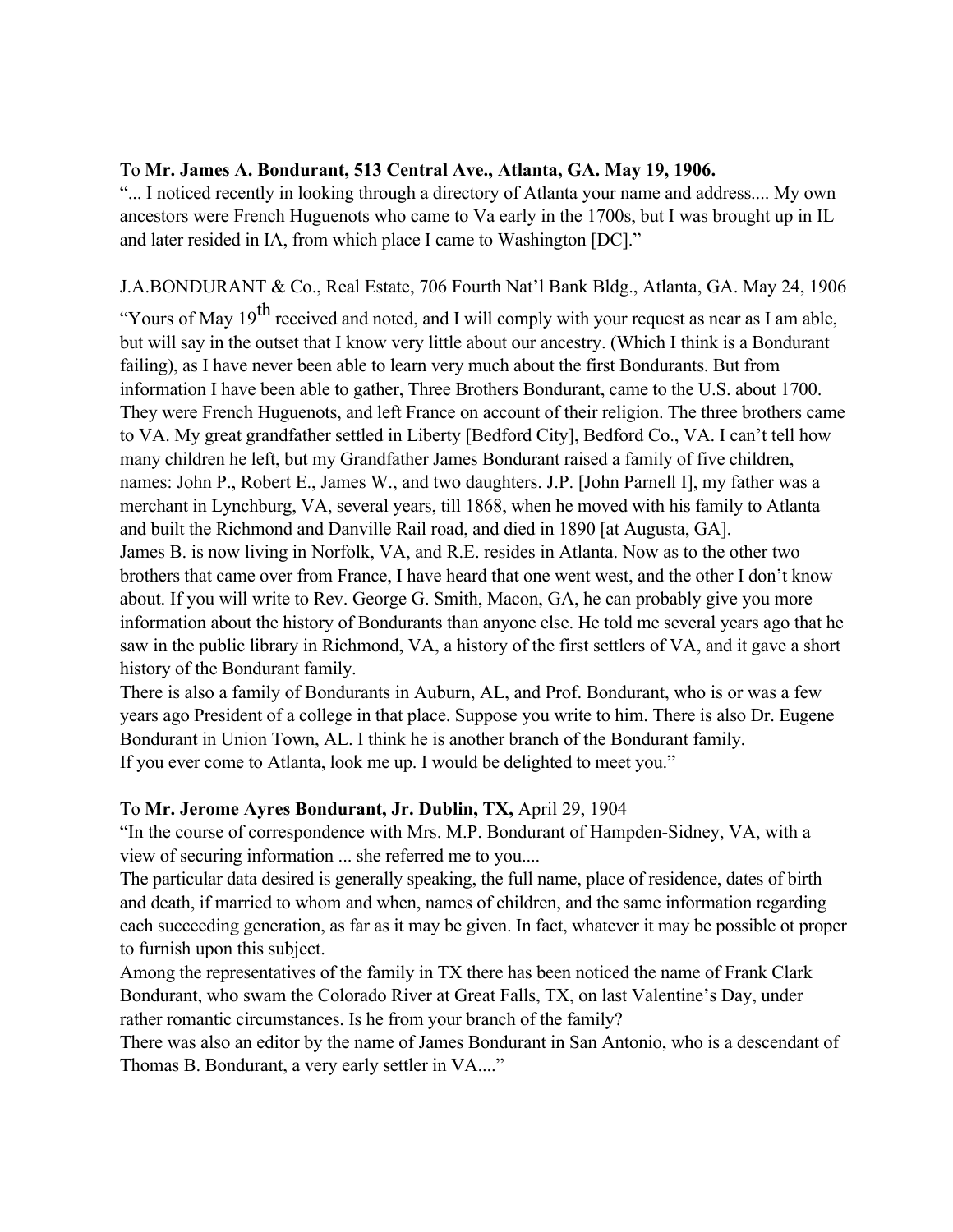To **Mr. James A. Bondurant, 513 Central Ave., Atlanta, GA. May 19, 1906.**
"... I noticed recently in looking through a directory of Atlanta your name and address.... My own ancestors were French Huguenots who came to Va early in the 1700s, but I was brought up in IL and later resided in IA, from which place I came to Washington [DC]."

J.A.BONDURANT & Co., Real Estate, 706 Fourth Nat'l Bank Bldg., Atlanta, GA. May 24, 1906
"Yours of May 19th received and noted, and I will comply with your request as near as I am able, but will say in the outset that I know very little about our ancestry. (Which I think is a Bondurant failing), as I have never been able to learn very much about the first Bondurants. But from information I have been able to gather, Three Brothers Bondurant, came to the U.S. about 1700. They were French Huguenots, and left France on account of their religion. The three brothers came to VA. My great grandfather settled in Liberty [Bedford City], Bedford Co., VA. I can't tell how many children he left, but my Grandfather James Bondurant raised a family of five children, names: John P., Robert E., James W., and two daughters. J.P. [John Parnell I], my father was a merchant in Lynchburg, VA, several years, till 1868, when he moved with his family to Atlanta and built the Richmond and Danville Rail road, and died in 1890 [at Augusta, GA].
James B. is now living in Norfolk, VA, and R.E. resides in Atlanta. Now as to the other two brothers that came over from France, I have heard that one went west, and the other I don't know about. If you will write to Rev. George G. Smith, Macon, GA, he can probably give you more information about the history of Bondurants than anyone else. He told me several years ago that he saw in the public library in Richmond, VA, a history of the first settlers of VA, and it gave a short history of the Bondurant family.
There is also a family of Bondurants in Auburn, AL, and Prof. Bondurant, who is or was a few years ago President of a college in that place. Suppose you write to him. There is also Dr. Eugene Bondurant in Union Town, AL. I think he is another branch of the Bondurant family.
If you ever come to Atlanta, look me up. I would be delighted to meet you."

To **Mr. Jerome Ayres Bondurant, Jr. Dublin, TX,** April 29, 1904
"In the course of correspondence with Mrs. M.P. Bondurant of Hampden-Sidney, VA, with a view of securing information ... she referred me to you....
The particular data desired is generally speaking, the full name, place of residence, dates of birth and death, if married to whom and when, names of children, and the same information regarding each succeeding generation, as far as it may be given. In fact, whatever it may be possible ot proper to furnish upon this subject.
Among the representatives of the family in TX there has been noticed the name of Frank Clark Bondurant, who swam the Colorado River at Great Falls, TX, on last Valentine's Day, under rather romantic circumstances. Is he from your branch of the family?
There was also an editor by the name of James Bondurant in San Antonio, who is a descendant of Thomas B. Bondurant, a very early settler in VA...."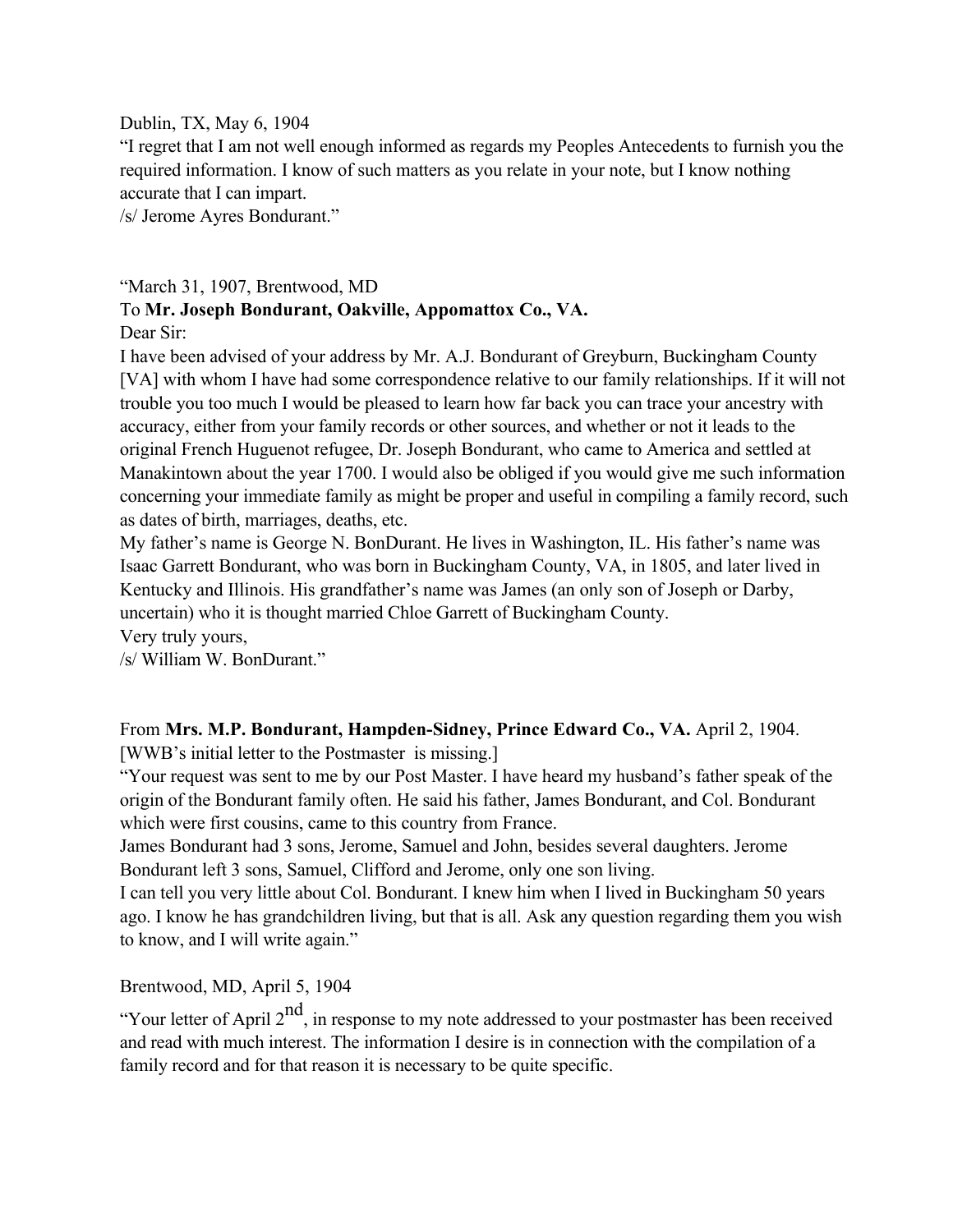Dublin, TX, May 6, 1904

"I regret that I am not well enough informed as regards my Peoples Antecedents to furnish you the required information. I know of such matters as you relate in your note, but I know nothing accurate that I can impart.

/s/ Jerome Ayres Bondurant."

"March 31, 1907, Brentwood, MD

To **Mr. Joseph Bondurant, Oakville, Appomattox Co., VA.**

Dear Sir:

I have been advised of your address by Mr. A.J. Bondurant of Greyburn, Buckingham County [VA] with whom I have had some correspondence relative to our family relationships. If it will not trouble you too much I would be pleased to learn how far back you can trace your ancestry with accuracy, either from your family records or other sources, and whether or not it leads to the original French Huguenot refugee, Dr. Joseph Bondurant, who came to America and settled at Manakintown about the year 1700. I would also be obliged if you would give me such information concerning your immediate family as might be proper and useful in compiling a family record, such as dates of birth, marriages, deaths, etc.

My father's name is George N. BonDurant. He lives in Washington, IL. His father's name was Isaac Garrett Bondurant, who was born in Buckingham County, VA, in 1805, and later lived in Kentucky and Illinois. His grandfather's name was James (an only son of Joseph or Darby, uncertain) who it is thought married Chloe Garrett of Buckingham County.

Very truly yours,

/s/ William W. BonDurant."

From **Mrs. M.P. Bondurant, Hampden-Sidney, Prince Edward Co., VA.** April 2, 1904.

[WWB's initial letter to the Postmaster is missing.]

"Your request was sent to me by our Post Master. I have heard my husband's father speak of the origin of the Bondurant family often. He said his father, James Bondurant, and Col. Bondurant which were first cousins, came to this country from France.

James Bondurant had 3 sons, Jerome, Samuel and John, besides several daughters. Jerome Bondurant left 3 sons, Samuel, Clifford and Jerome, only one son living.

I can tell you very little about Col. Bondurant. I knew him when I lived in Buckingham 50 years ago. I know he has grandchildren living, but that is all. Ask any question regarding them you wish to know, and I will write again."

Brentwood, MD, April 5, 1904

"Your letter of April 2nd, in response to my note addressed to your postmaster has been received and read with much interest. The information I desire is in connection with the compilation of a family record and for that reason it is necessary to be quite specific.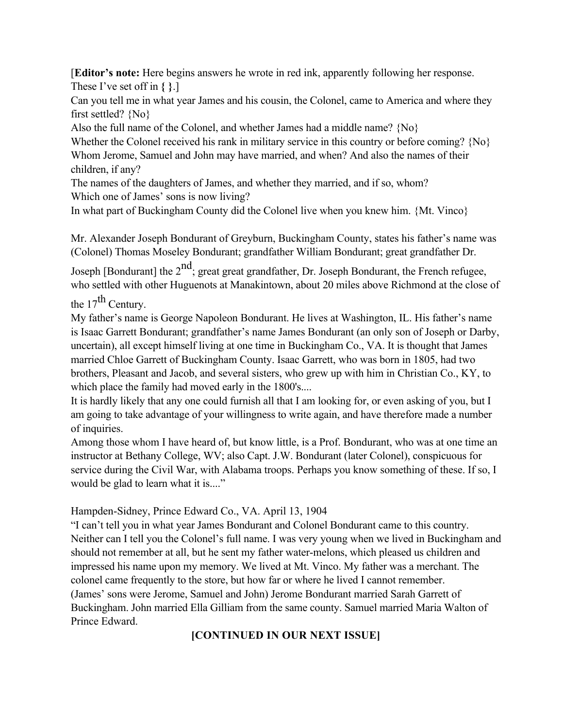[**Editor's note:** Here begins answers he wrote in red ink, apparently following her response. These I've set off in **{ }**.]

Can you tell me in what year James and his cousin, the Colonel, came to America and where they first settled? {No}

Also the full name of the Colonel, and whether James had a middle name? {No}

Whether the Colonel received his rank in military service in this country or before coming? {No}

Whom Jerome, Samuel and John may have married, and when? And also the names of their children, if any?

The names of the daughters of James, and whether they married, and if so, whom?

Which one of James' sons is now living?

In what part of Buckingham County did the Colonel live when you knew him. {Mt. Vinco}

Mr. Alexander Joseph Bondurant of Greyburn, Buckingham County, states his father's name was (Colonel) Thomas Moseley Bondurant; grandfather William Bondurant; great grandfather Dr. Joseph [Bondurant] the 2nd; great great grandfather, Dr. Joseph Bondurant, the French refugee, who settled with other Huguenots at Manakintown, about 20 miles above Richmond at the close of the 17th Century.

My father's name is George Napoleon Bondurant. He lives at Washington, IL. His father's name is Isaac Garrett Bondurant; grandfather's name James Bondurant (an only son of Joseph or Darby, uncertain), all except himself living at one time in Buckingham Co., VA. It is thought that James married Chloe Garrett of Buckingham County. Isaac Garrett, who was born in 1805, had two brothers, Pleasant and Jacob, and several sisters, who grew up with him in Christian Co., KY, to which place the family had moved early in the 1800's....

It is hardly likely that any one could furnish all that I am looking for, or even asking of you, but I am going to take advantage of your willingness to write again, and have therefore made a number of inquiries.

Among those whom I have heard of, but know little, is a Prof. Bondurant, who was at one time an instructor at Bethany College, WV; also Capt. J.W. Bondurant (later Colonel), conspicuous for service during the Civil War, with Alabama troops. Perhaps you know something of these. If so, I would be glad to learn what it is...."

Hampden-Sidney, Prince Edward Co., VA. April 13, 1904

"I can't tell you in what year James Bondurant and Colonel Bondurant came to this country. Neither can I tell you the Colonel's full name. I was very young when we lived in Buckingham and should not remember at all, but he sent my father water-melons, which pleased us children and impressed his name upon my memory. We lived at Mt. Vinco. My father was a merchant. The colonel came frequently to the store, but how far or where he lived I cannot remember.

(James' sons were Jerome, Samuel and John) Jerome Bondurant married Sarah Garrett of Buckingham. John married Ella Gilliam from the same county. Samuel married Maria Walton of Prince Edward.

**[CONTINUED IN OUR NEXT ISSUE]**